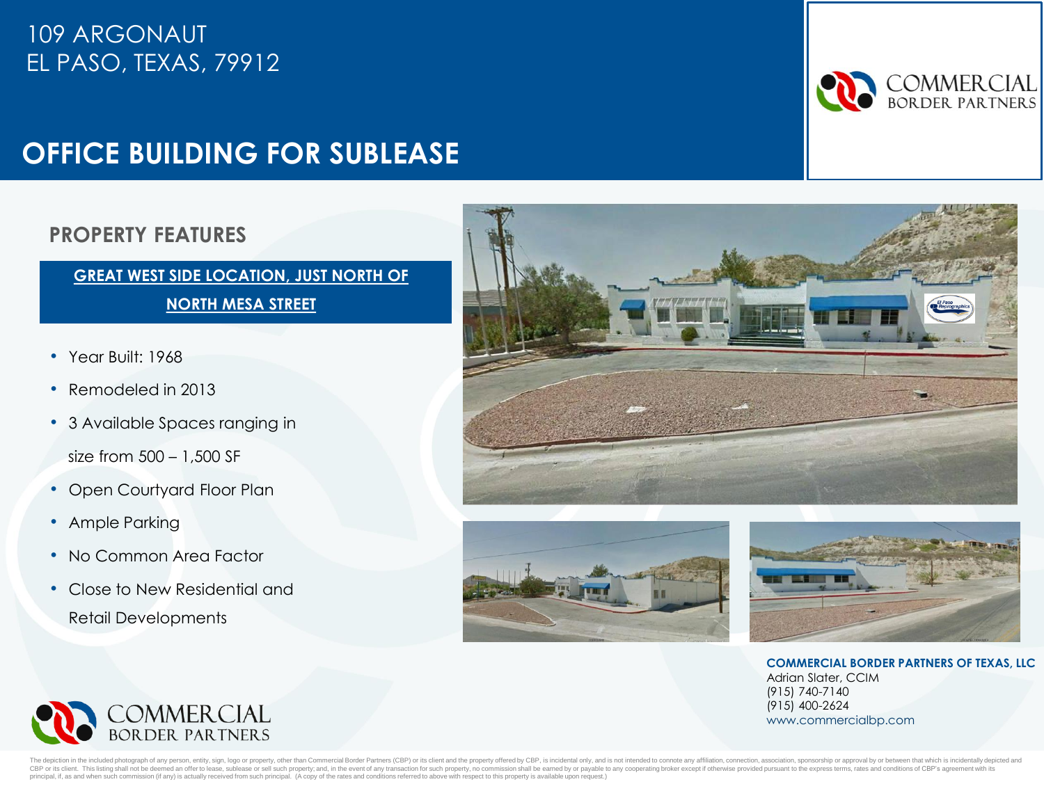109 ARGONAUT
EL PASO, TEXAS, 79912

# OFFICE BUILDING FOR SUBLEASE

COMMERCIAL BORDER PARTNERS

## PROPERTY FEATURES

**GREAT WEST SIDE LOCATION, JUST NORTH OF NORTH MESA STREET**

- Year Built: 1968
- Remodeled in 2013
- 3 Available Spaces ranging in size from 500 – 1,500 SF
- Open Courtyard Floor Plan
- Ample Parking
- No Common Area Factor
- Close to New Residential and Retail Developments

COMMERCIAL BORDER PARTNERS

**COMMERCIAL BORDER PARTNERS OF TEXAS, LLC**
Adrian Slater, CCIM
(915) 740-7140
(915) 400-2624
www.commercialbp.com

The depiction in the included photograph of any person, entity, sign, logo or property, other than Commercial Border Partners (CBP) or its client and the property offered by CBP, is incidental only, and is not intended to connote any affiliation, connection, association, sponsorship or approval by or between that which is incidentally depicted and CBP or its client. This listing shall not be deemed an offer to lease, sublease or sell such property; and, in the event of any transaction for such property, no commission shall be earned by or payable to any cooperating broker except if otherwise provided pursuant to the express terms, rates and conditions of CBP's agreement with its principal, if, as and when such commission (if any) is actually received from such principal. (A copy of the rates and conditions referred to above with respect to this property is available upon request.)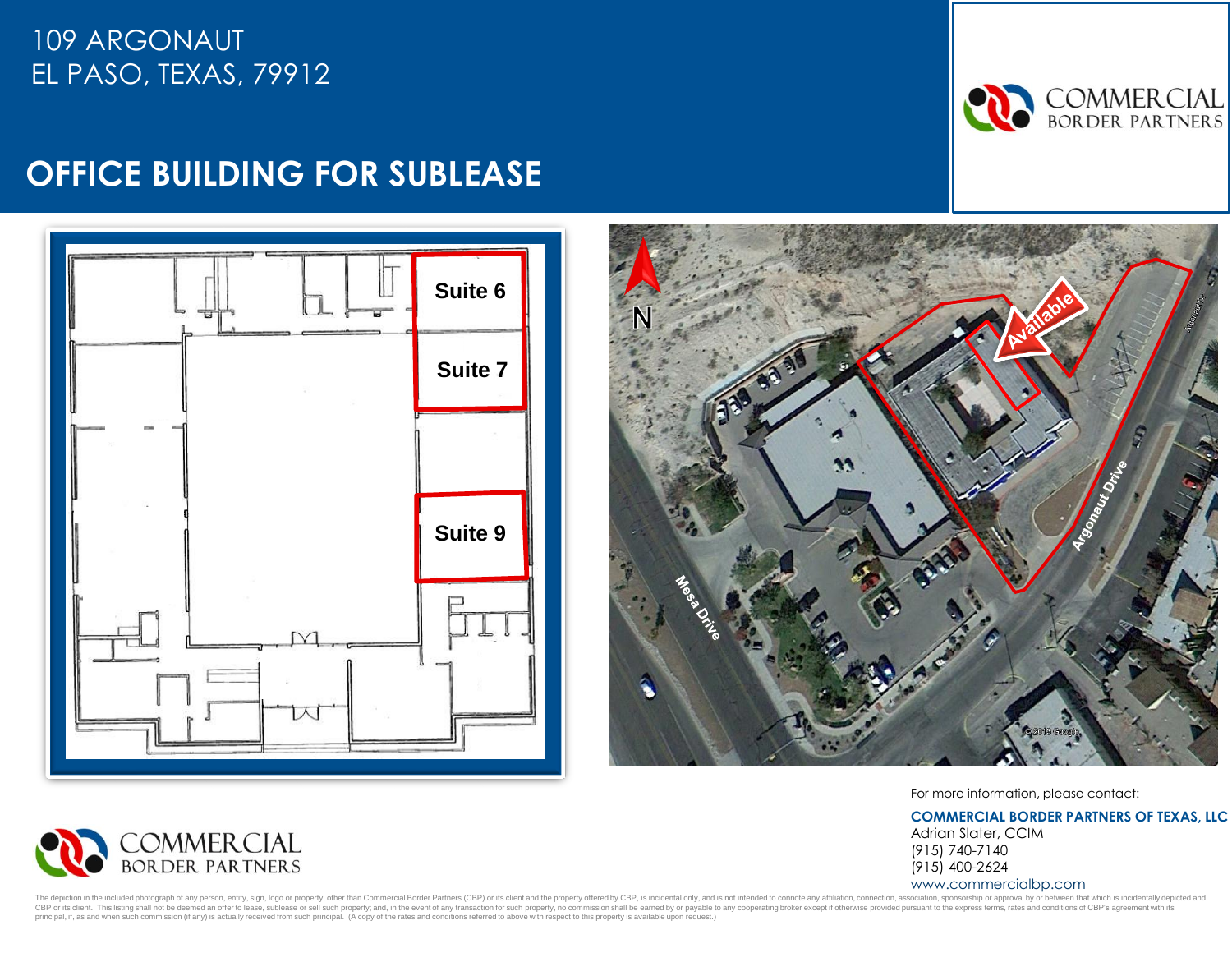# 109 ARGONAUT
# EL PASO, TEXAS, 79912

## OFFICE BUILDING FOR SUBLEASE

COMMERCIAL BORDER PARTNERS

Suite 6

Suite 7

Suite 9

N

Available

Argonaut Drive

Mesa Drive

© 2013 Google

COMMERCIAL BORDER PARTNERS

For more information, please contact:

**COMMERCIAL BORDER PARTNERS OF TEXAS, LLC**
Adrian Slater, CCIM
(915) 740-7140
(915) 400-2624
www.commercialbp.com

The depiction in the included photograph of any person, entity, sign, logo or property, other than Commercial Border Partners (CBP) or its client and the property offered by CBP, is incidental only, and is not intended to connote any affiliation, connection, association, sponsorship or approval by or between that which is incidentally depicted and CBP or its client. This listing shall not be deemed an offer to lease, sublease or sell such property; and, in the event of any transaction for such property, no commission shall be earned by or payable to any cooperating broker except if otherwise provided pursuant to the express terms, rates and conditions of CBP's agreement with its principal, if, as and when such commission (if any) is actually received from such principal. (A copy of the rates and conditions referred to above with respect to this property is available upon request.)